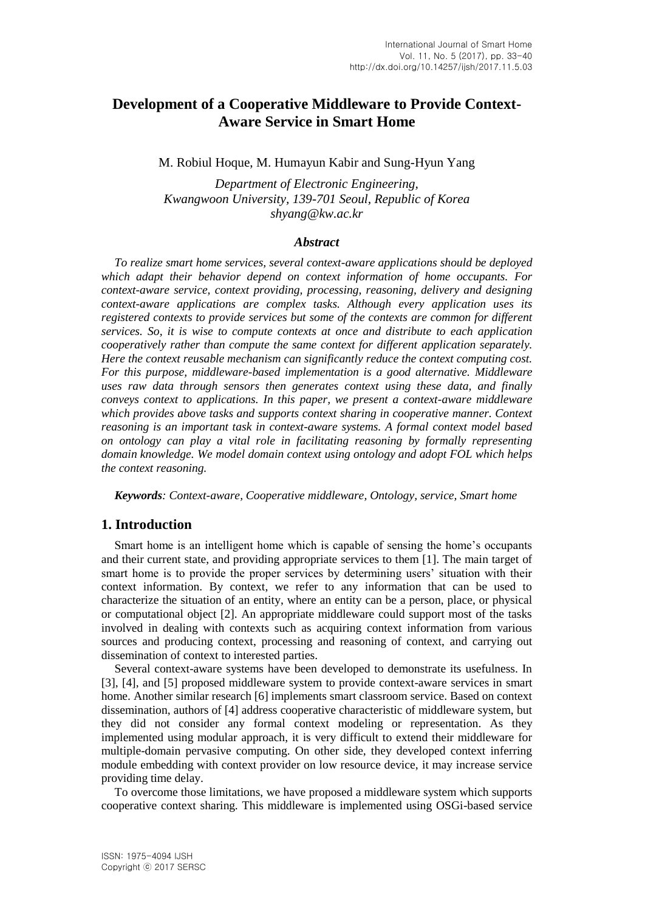# Development of a Cooperative Middleware to Provide Context-Aware Service in Smart Home

M. Robiul Hoque, M. Humayun Kabir and Sung-Hyun Yang

*Department of Electronic Engineering,*
*Kwangwoon University, 139-701 Seoul, Republic of Korea*
*shyang@kw.ac.kr*

### *Abstract*

*To realize smart home services, several context-aware applications should be deployed which adapt their behavior depend on context information of home occupants. For context-aware service, context providing, processing, reasoning, delivery and designing context-aware applications are complex tasks. Although every application uses its registered contexts to provide services but some of the contexts are common for different services. So, it is wise to compute contexts at once and distribute to each application cooperatively rather than compute the same context for different application separately. Here the context reusable mechanism can significantly reduce the context computing cost. For this purpose, middleware-based implementation is a good alternative. Middleware uses raw data through sensors then generates context using these data, and finally conveys context to applications. In this paper, we present a context-aware middleware which provides above tasks and supports context sharing in cooperative manner. Context reasoning is an important task in context-aware systems. A formal context model based on ontology can play a vital role in facilitating reasoning by formally representing domain knowledge. We model domain context using ontology and adopt FOL which helps the context reasoning.*

***Keywords**: Context-aware, Cooperative middleware, Ontology, service, Smart home*

## 1. Introduction

Smart home is an intelligent home which is capable of sensing the home's occupants and their current state, and providing appropriate services to them [1]. The main target of smart home is to provide the proper services by determining users' situation with their context information. By context, we refer to any information that can be used to characterize the situation of an entity, where an entity can be a person, place, or physical or computational object [2]. An appropriate middleware could support most of the tasks involved in dealing with contexts such as acquiring context information from various sources and producing context, processing and reasoning of context, and carrying out dissemination of context to interested parties.

Several context-aware systems have been developed to demonstrate its usefulness. In [3], [4], and [5] proposed middleware system to provide context-aware services in smart home. Another similar research [6] implements smart classroom service. Based on context dissemination, authors of [4] address cooperative characteristic of middleware system, but they did not consider any formal context modeling or representation. As they implemented using modular approach, it is very difficult to extend their middleware for multiple-domain pervasive computing. On other side, they developed context inferring module embedding with context provider on low resource device, it may increase service providing time delay.

To overcome those limitations, we have proposed a middleware system which supports cooperative context sharing. This middleware is implemented using OSGi-based service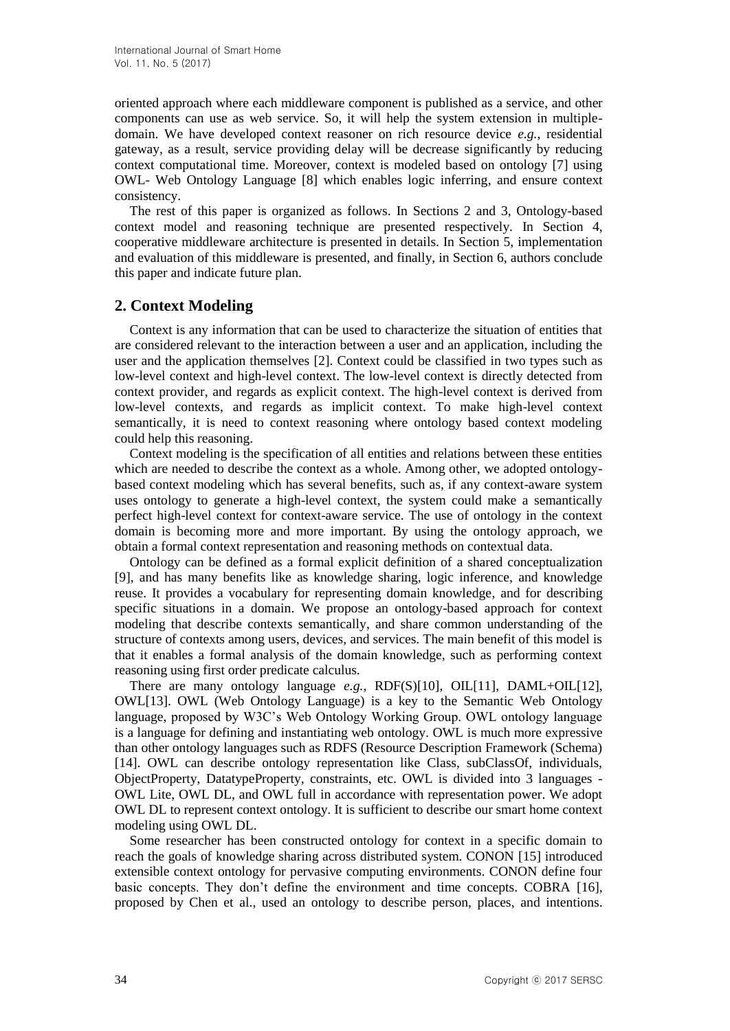oriented approach where each middleware component is published as a service, and other components can use as web service. So, it will help the system extension in multiple-domain. We have developed context reasoner on rich resource device *e.g.*, residential gateway, as a result, service providing delay will be decrease significantly by reducing context computational time. Moreover, context is modeled based on ontology [7] using OWL- Web Ontology Language [8] which enables logic inferring, and ensure context consistency.

The rest of this paper is organized as follows. In Sections 2 and 3, Ontology-based context model and reasoning technique are presented respectively. In Section 4, cooperative middleware architecture is presented in details. In Section 5, implementation and evaluation of this middleware is presented, and finally, in Section 6, authors conclude this paper and indicate future plan.

## 2. Context Modeling

Context is any information that can be used to characterize the situation of entities that are considered relevant to the interaction between a user and an application, including the user and the application themselves [2]. Context could be classified in two types such as low-level context and high-level context. The low-level context is directly detected from context provider, and regards as explicit context. The high-level context is derived from low-level contexts, and regards as implicit context. To make high-level context semantically, it is need to context reasoning where ontology based context modeling could help this reasoning.

Context modeling is the specification of all entities and relations between these entities which are needed to describe the context as a whole. Among other, we adopted ontology-based context modeling which has several benefits, such as, if any context-aware system uses ontology to generate a high-level context, the system could make a semantically perfect high-level context for context-aware service. The use of ontology in the context domain is becoming more and more important. By using the ontology approach, we obtain a formal context representation and reasoning methods on contextual data.

Ontology can be defined as a formal explicit definition of a shared conceptualization [9], and has many benefits like as knowledge sharing, logic inference, and knowledge reuse. It provides a vocabulary for representing domain knowledge, and for describing specific situations in a domain. We propose an ontology-based approach for context modeling that describe contexts semantically, and share common understanding of the structure of contexts among users, devices, and services. The main benefit of this model is that it enables a formal analysis of the domain knowledge, such as performing context reasoning using first order predicate calculus.

There are many ontology language *e.g.*, RDF(S)[10], OIL[11], DAML+OIL[12], OWL[13]. OWL (Web Ontology Language) is a key to the Semantic Web Ontology language, proposed by W3C's Web Ontology Working Group. OWL ontology language is a language for defining and instantiating web ontology. OWL is much more expressive than other ontology languages such as RDFS (Resource Description Framework (Schema) [14]. OWL can describe ontology representation like Class, subClassOf, individuals, ObjectProperty, DatatypeProperty, constraints, etc. OWL is divided into 3 languages - OWL Lite, OWL DL, and OWL full in accordance with representation power. We adopt OWL DL to represent context ontology. It is sufficient to describe our smart home context modeling using OWL DL.

Some researcher has been constructed ontology for context in a specific domain to reach the goals of knowledge sharing across distributed system. CONON [15] introduced extensible context ontology for pervasive computing environments. CONON define four basic concepts. They don't define the environment and time concepts. COBRA [16], proposed by Chen et al., used an ontology to describe person, places, and intentions.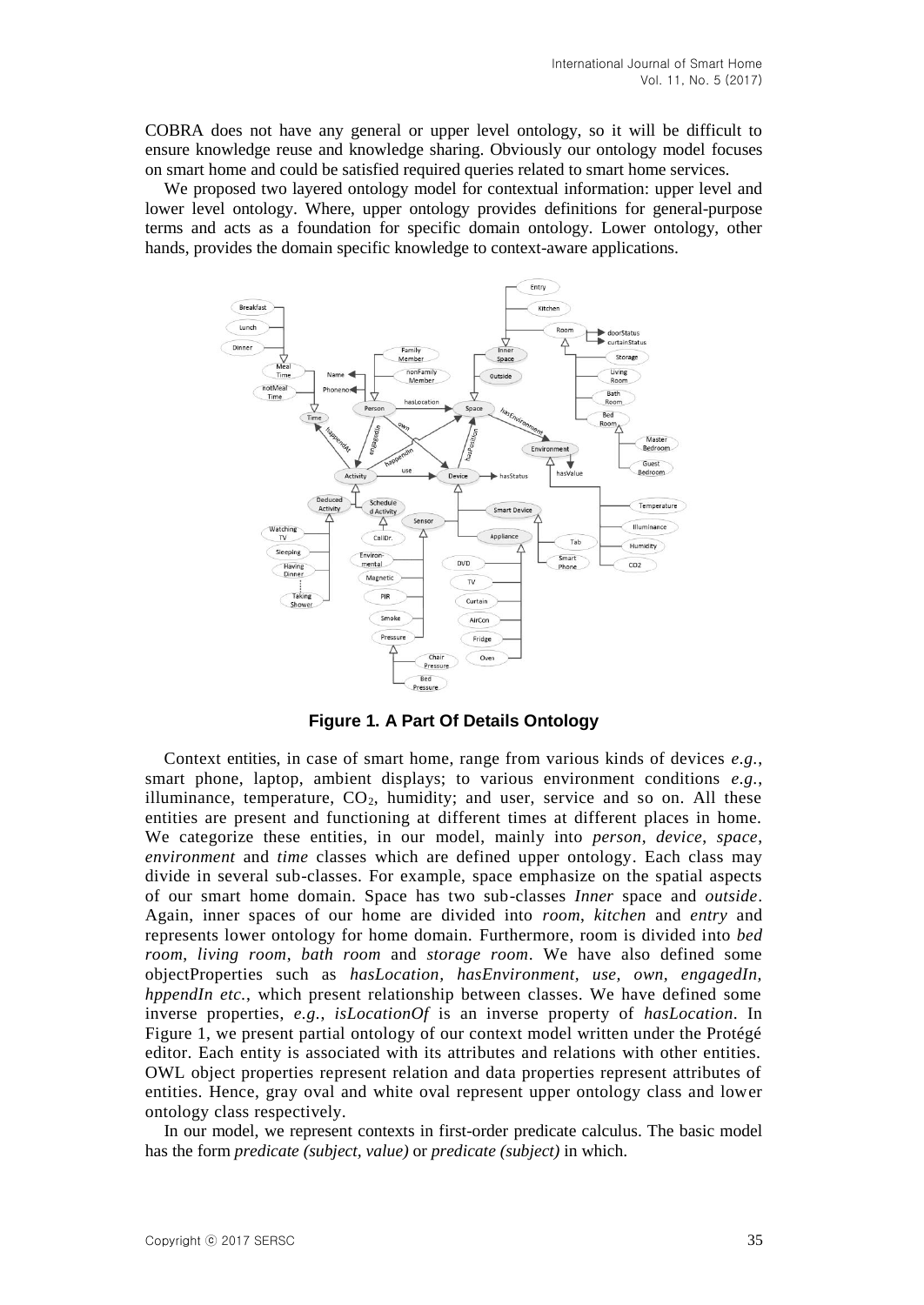COBRA does not have any general or upper level ontology, so it will be difficult to ensure knowledge reuse and knowledge sharing. Obviously our ontology model focuses on smart home and could be satisfied required queries related to smart home services.

We proposed two layered ontology model for contextual information: upper level and lower level ontology. Where, upper ontology provides definitions for general-purpose terms and acts as a foundation for specific domain ontology. Lower ontology, other hands, provides the domain specific knowledge to context-aware applications.

**Figure 1. A Part Of Details Ontology**

Context entities, in case of smart home, range from various kinds of devices *e.g.*, smart phone, laptop, ambient displays; to various environment conditions *e.g.*, illuminance, temperature, $CO_2$, humidity; and user, service and so on. All these entities are present and functioning at different times at different places in home. We categorize these entities, in our model, mainly into *person*, *device*, *space*, *environment* and *time* classes which are defined upper ontology. Each class may divide in several sub-classes. For example, space emphasize on the spatial aspects of our smart home domain. Space has two sub-classes *Inner* space and *outside*. Again, inner spaces of our home are divided into *room*, *kitchen* and *entry* and represents lower ontology for home domain. Furthermore, room is divided into *bed room*, *living room*, *bath room* and *storage room*. We have also defined some objectProperties such as *hasLocation*, *hasEnvironment*, *use, own, engagedIn, hppendIn etc.*, which present relationship between classes. We have defined some inverse properties, *e.g.*, *isLocationOf* is an inverse property of *hasLocation*. In Figure 1, we present partial ontology of our context model written under the Protégé editor. Each entity is associated with its attributes and relations with other entities. OWL object properties represent relation and data properties represent attributes of entities. Hence, gray oval and white oval represent upper ontology class and lower ontology class respectively.

In our model, we represent contexts in first-order predicate calculus. The basic model has the form *predicate (subject, value)* or *predicate (subject)* in which.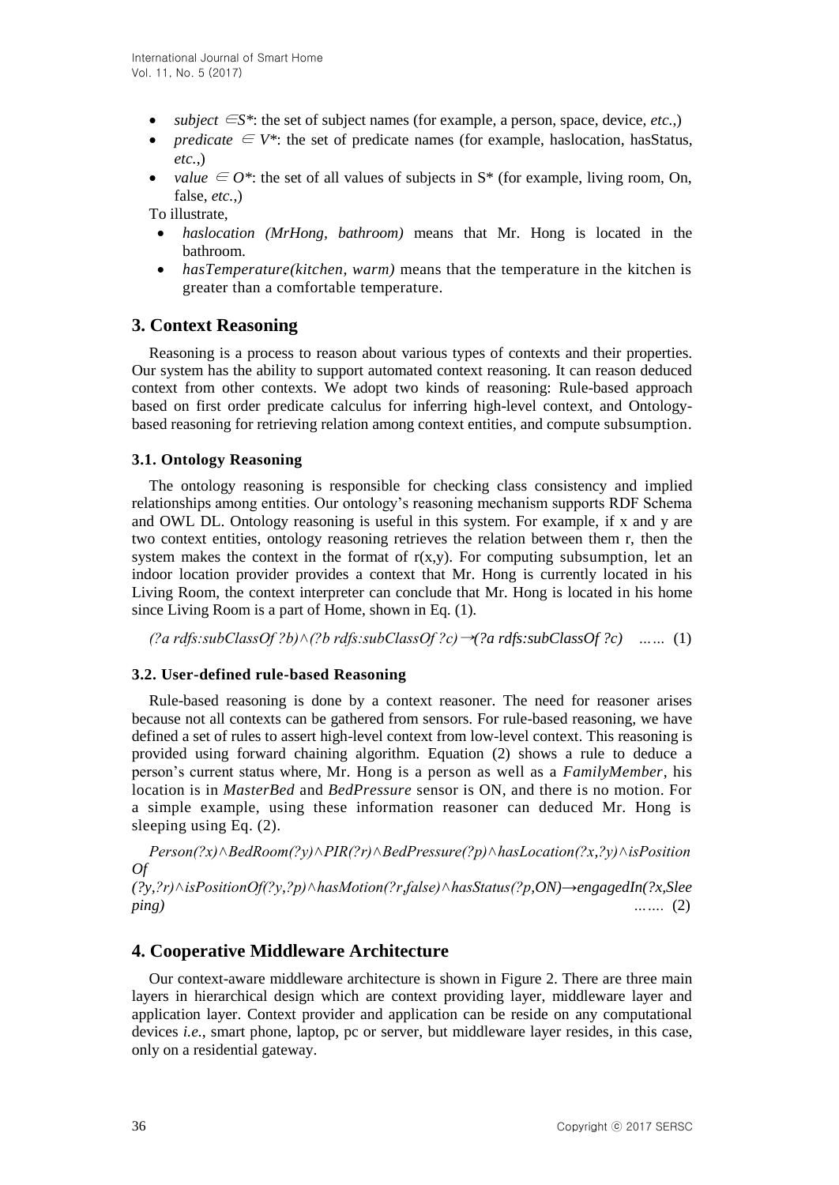- *subject* $\in S^*$: the set of subject names (for example, a person, space, device, *etc*.,)
- *predicate* $\in V^*$: the set of predicate names (for example, haslocation, hasStatus, *etc*.,)
- *value* $\in O^*$: the set of all values of subjects in S* (for example, living room, On, false, *etc*.,)

To illustrate,

- *haslocation (MrHong, bathroom)* means that Mr. Hong is located in the bathroom.
- *hasTemperature(kitchen, warm)* means that the temperature in the kitchen is greater than a comfortable temperature.

## 3. Context Reasoning

Reasoning is a process to reason about various types of contexts and their properties. Our system has the ability to support automated context reasoning. It can reason deduced context from other contexts. We adopt two kinds of reasoning: Rule-based approach based on first order predicate calculus for inferring high-level context, and Ontology-based reasoning for retrieving relation among context entities, and compute subsumption.

### 3.1. Ontology Reasoning

The ontology reasoning is responsible for checking class consistency and implied relationships among entities. Our ontology's reasoning mechanism supports RDF Schema and OWL DL. Ontology reasoning is useful in this system. For example, if x and y are two context entities, ontology reasoning retrieves the relation between them r, then the system makes the context in the format of r(x,y). For computing subsumption, let an indoor location provider provides a context that Mr. Hong is currently located in his Living Room, the context interpreter can conclude that Mr. Hong is located in his home since Living Room is a part of Home, shown in Eq. (1).

*(?a rdfs:subClassOf ?b)∧(?b rdfs:subClassOf ?c)→(?a rdfs:subClassOf ?c)* …… (1)

### 3.2. User-defined rule-based Reasoning

Rule-based reasoning is done by a context reasoner. The need for reasoner arises because not all contexts can be gathered from sensors. For rule-based reasoning, we have defined a set of rules to assert high-level context from low-level context. This reasoning is provided using forward chaining algorithm. Equation (2) shows a rule to deduce a person's current status where, Mr. Hong is a person as well as a *FamilyMember*, his location is in *MasterBed* and *BedPressure* sensor is ON, and there is no motion. For a simple example, using these information reasoner can deduced Mr. Hong is sleeping using Eq. (2).

*Person(?x)∧BedRoom(?y)∧PIR(?r)∧BedPressure(?p)∧hasLocation(?x,?y)∧isPositionOf(?y,?r)∧isPositionOf(?y,?p)∧hasMotion(?r,false)∧hasStatus(?p,ON)→engagedIn(?x,Sleeping)* ……. (2)

## 4. Cooperative Middleware Architecture

Our context-aware middleware architecture is shown in Figure 2. There are three main layers in hierarchical design which are context providing layer, middleware layer and application layer. Context provider and application can be reside on any computational devices *i.e.*, smart phone, laptop, pc or server, but middleware layer resides, in this case, only on a residential gateway.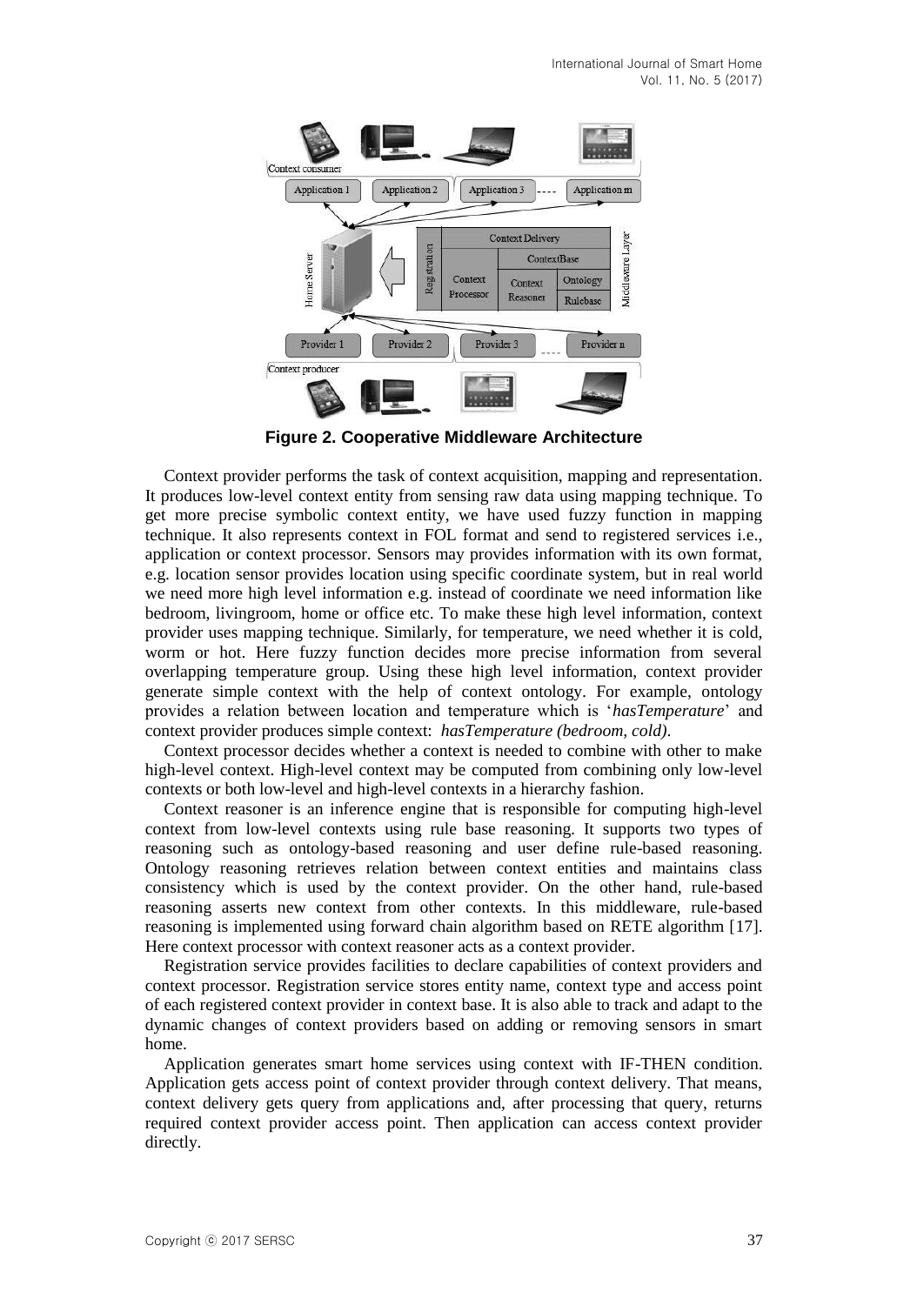**Figure 2. Cooperative Middleware Architecture**

Context provider performs the task of context acquisition, mapping and representation. It produces low-level context entity from sensing raw data using mapping technique. To get more precise symbolic context entity, we have used fuzzy function in mapping technique. It also represents context in FOL format and send to registered services i.e., application or context processor. Sensors may provides information with its own format, e.g. location sensor provides location using specific coordinate system, but in real world we need more high level information e.g. instead of coordinate we need information like bedroom, livingroom, home or office etc. To make these high level information, context provider uses mapping technique. Similarly, for temperature, we need whether it is cold, worm or hot. Here fuzzy function decides more precise information from several overlapping temperature group. Using these high level information, context provider generate simple context with the help of context ontology. For example, ontology provides a relation between location and temperature which is '*hasTemperature*' and context provider produces simple context: *hasTemperature (bedroom, cold)*.

Context processor decides whether a context is needed to combine with other to make high-level context. High-level context may be computed from combining only low-level contexts or both low-level and high-level contexts in a hierarchy fashion.

Context reasoner is an inference engine that is responsible for computing high-level context from low-level contexts using rule base reasoning. It supports two types of reasoning such as ontology-based reasoning and user define rule-based reasoning. Ontology reasoning retrieves relation between context entities and maintains class consistency which is used by the context provider. On the other hand, rule-based reasoning asserts new context from other contexts. In this middleware, rule-based reasoning is implemented using forward chain algorithm based on RETE algorithm [17]. Here context processor with context reasoner acts as a context provider.

Registration service provides facilities to declare capabilities of context providers and context processor. Registration service stores entity name, context type and access point of each registered context provider in context base. It is also able to track and adapt to the dynamic changes of context providers based on adding or removing sensors in smart home.

Application generates smart home services using context with IF-THEN condition. Application gets access point of context provider through context delivery. That means, context delivery gets query from applications and, after processing that query, returns required context provider access point. Then application can access context provider directly.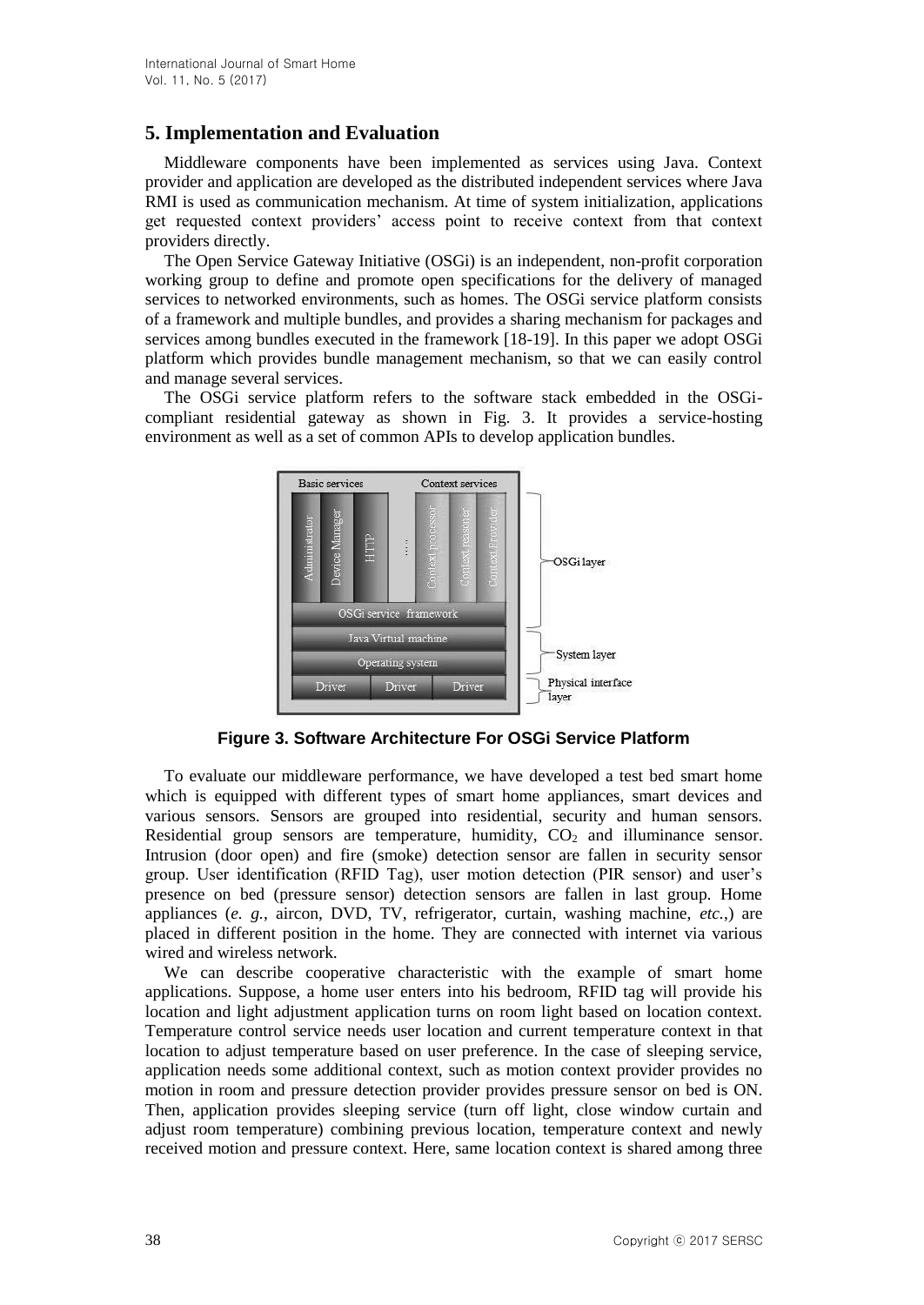## 5. Implementation and Evaluation

Middleware components have been implemented as services using Java. Context provider and application are developed as the distributed independent services where Java RMI is used as communication mechanism. At time of system initialization, applications get requested context providers' access point to receive context from that context providers directly.

The Open Service Gateway Initiative (OSGi) is an independent, non-profit corporation working group to define and promote open specifications for the delivery of managed services to networked environments, such as homes. The OSGi service platform consists of a framework and multiple bundles, and provides a sharing mechanism for packages and services among bundles executed in the framework [18-19]. In this paper we adopt OSGi platform which provides bundle management mechanism, so that we can easily control and manage several services.

The OSGi service platform refers to the software stack embedded in the OSGi-compliant residential gateway as shown in Fig. 3. It provides a service-hosting environment as well as a set of common APIs to develop application bundles.

**Figure 3. Software Architecture For OSGi Service Platform**

To evaluate our middleware performance, we have developed a test bed smart home which is equipped with different types of smart home appliances, smart devices and various sensors. Sensors are grouped into residential, security and human sensors. Residential group sensors are temperature, humidity, $CO_2$ and illuminance sensor. Intrusion (door open) and fire (smoke) detection sensor are fallen in security sensor group. User identification (RFID Tag), user motion detection (PIR sensor) and user's presence on bed (pressure sensor) detection sensors are fallen in last group. Home appliances (*e. g.*, aircon, DVD, TV, refrigerator, curtain, washing machine, *etc.*,) are placed in different position in the home. They are connected with internet via various wired and wireless network.

We can describe cooperative characteristic with the example of smart home applications. Suppose, a home user enters into his bedroom, RFID tag will provide his location and light adjustment application turns on room light based on location context. Temperature control service needs user location and current temperature context in that location to adjust temperature based on user preference. In the case of sleeping service, application needs some additional context, such as motion context provider provides no motion in room and pressure detection provider provides pressure sensor on bed is ON. Then, application provides sleeping service (turn off light, close window curtain and adjust room temperature) combining previous location, temperature context and newly received motion and pressure context. Here, same location context is shared among three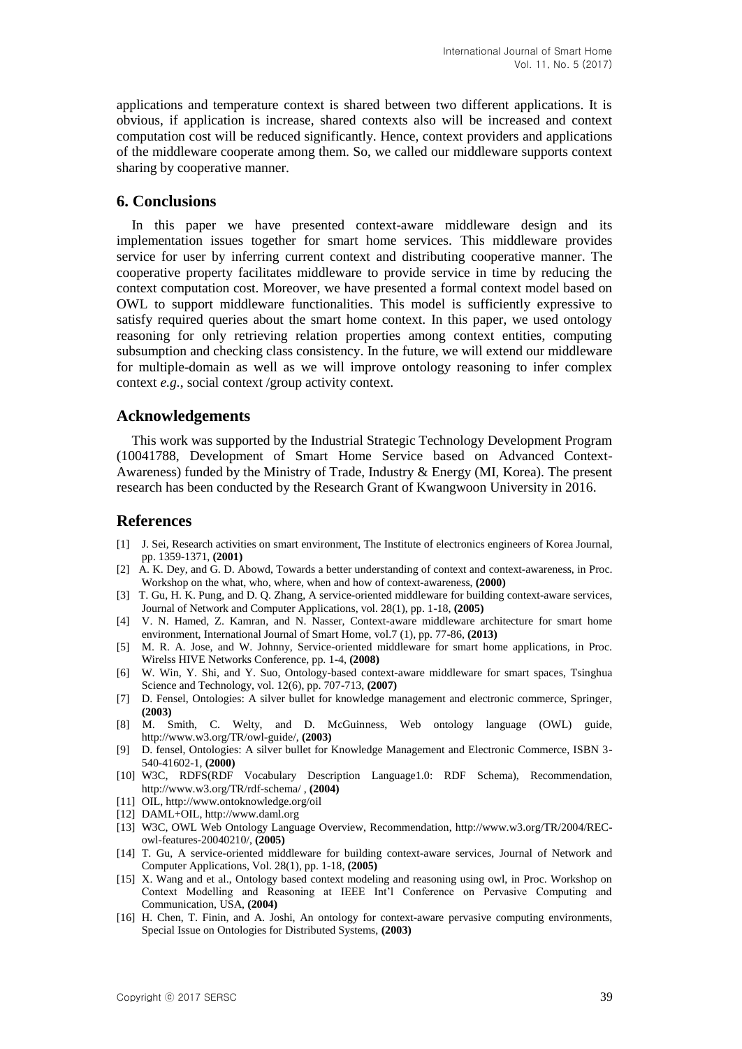applications and temperature context is shared between two different applications. It is obvious, if application is increase, shared contexts also will be increased and context computation cost will be reduced significantly. Hence, context providers and applications of the middleware cooperate among them. So, we called our middleware supports context sharing by cooperative manner.

## 6. Conclusions

In this paper we have presented context-aware middleware design and its implementation issues together for smart home services. This middleware provides service for user by inferring current context and distributing cooperative manner. The cooperative property facilitates middleware to provide service in time by reducing the context computation cost. Moreover, we have presented a formal context model based on OWL to support middleware functionalities. This model is sufficiently expressive to satisfy required queries about the smart home context. In this paper, we used ontology reasoning for only retrieving relation properties among context entities, computing subsumption and checking class consistency. In the future, we will extend our middleware for multiple-domain as well as we will improve ontology reasoning to infer complex context *e.g.*, social context /group activity context.

## Acknowledgements

This work was supported by the Industrial Strategic Technology Development Program (10041788, Development of Smart Home Service based on Advanced Context-Awareness) funded by the Ministry of Trade, Industry & Energy (MI, Korea). The present research has been conducted by the Research Grant of Kwangwoon University in 2016.

## References

[1] J. Sei, Research activities on smart environment, The Institute of electronics engineers of Korea Journal, pp. 1359-1371, **(2001)**

[2] A. K. Dey, and G. D. Abowd, Towards a better understanding of context and context-awareness, in Proc. Workshop on the what, who, where, when and how of context-awareness, **(2000)**

[3] T. Gu, H. K. Pung, and D. Q. Zhang, A service-oriented middleware for building context-aware services, Journal of Network and Computer Applications, vol. 28(1), pp. 1-18, **(2005)**

[4] V. N. Hamed, Z. Kamran, and N. Nasser, Context-aware middleware architecture for smart home environment, International Journal of Smart Home, vol.7 (1), pp. 77-86, **(2013)**

[5] M. R. A. Jose, and W. Johnny, Service-oriented middleware for smart home applications, in Proc. Wirelss HIVE Networks Conference, pp. 1-4, **(2008)**

[6] W. Win, Y. Shi, and Y. Suo, Ontology-based context-aware middleware for smart spaces, Tsinghua Science and Technology, vol. 12(6), pp. 707-713, **(2007)**

[7] D. Fensel, Ontologies: A silver bullet for knowledge management and electronic commerce, Springer, **(2003)**

[8] M. Smith, C. Welty, and D. McGuinness, Web ontology language (OWL) guide, http://www.w3.org/TR/owl-guide/, **(2003)**

[9] D. fensel, Ontologies: A silver bullet for Knowledge Management and Electronic Commerce, ISBN 3-540-41602-1, **(2000)**

[10] W3C, RDFS(RDF Vocabulary Description Language1.0: RDF Schema), Recommendation, http://www.w3.org/TR/rdf-schema/ , **(2004)**

[11] OIL, http://www.ontoknowledge.org/oil

[12] DAML+OIL, http://www.daml.org

[13] W3C, OWL Web Ontology Language Overview, Recommendation, http://www.w3.org/TR/2004/REC-owl-features-20040210/, **(2005)**

[14] T. Gu, A service-oriented middleware for building context-aware services, Journal of Network and Computer Applications, Vol. 28(1), pp. 1-18, **(2005)**

[15] X. Wang and et al., Ontology based context modeling and reasoning using owl, in Proc. Workshop on Context Modelling and Reasoning at IEEE Int'l Conference on Pervasive Computing and Communication, USA, **(2004)**

[16] H. Chen, T. Finin, and A. Joshi, An ontology for context-aware pervasive computing environments, Special Issue on Ontologies for Distributed Systems, **(2003)**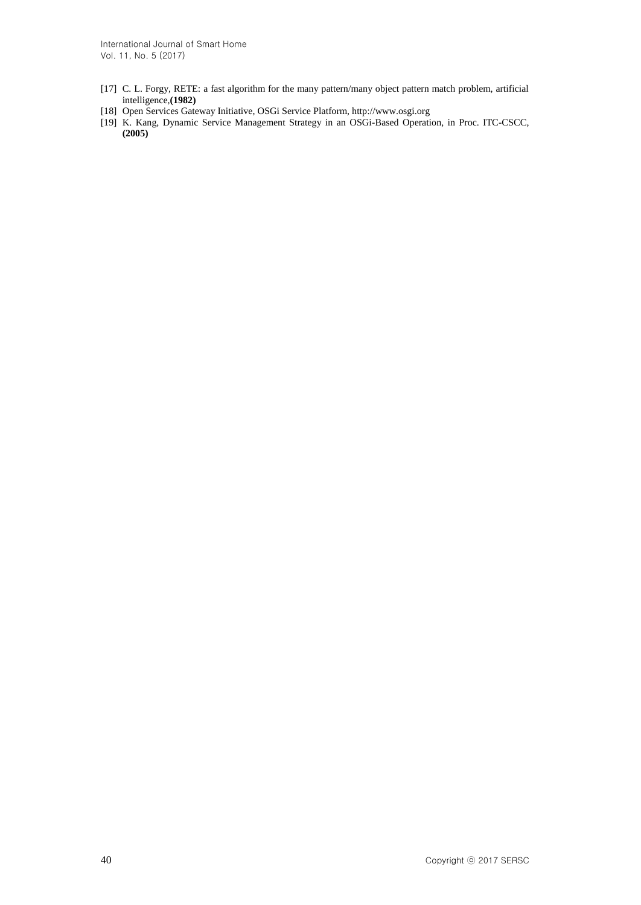[17] C. L. Forgy, RETE: a fast algorithm for the many pattern/many object pattern match problem, artificial intelligence,**(1982)**

[18] Open Services Gateway Initiative, OSGi Service Platform, http://www.osgi.org

[19] K. Kang, Dynamic Service Management Strategy in an OSGi-Based Operation, in Proc. ITC-CSCC, **(2005)**